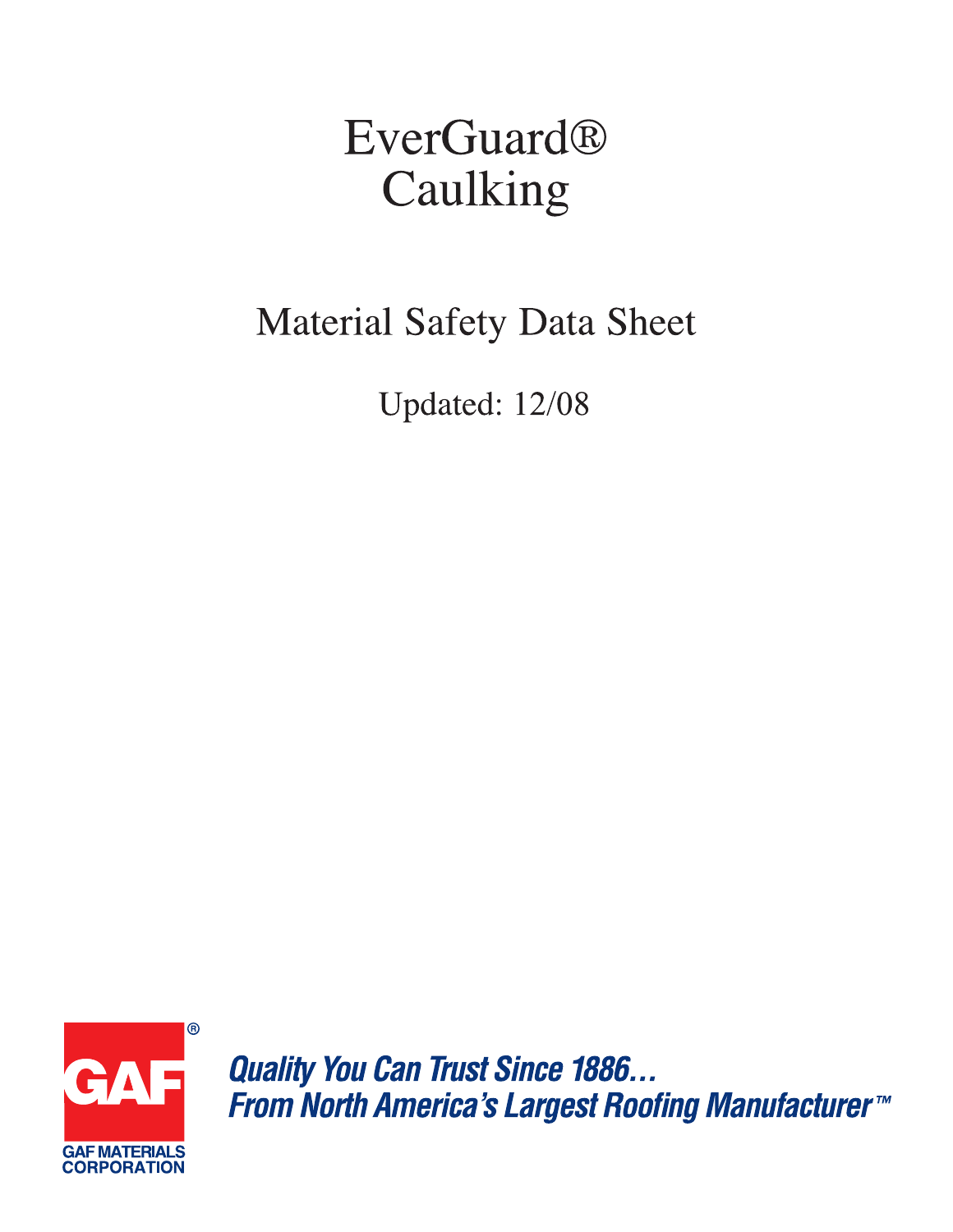# EverGuard® Caulking

## Material Safety Data Sheet

Updated: 12/08

GAF®

GAF MATERIALS CORPORATION

***Quality You Can Trust Since 1886…***
***From North America's Largest Roofing Manufacturer™***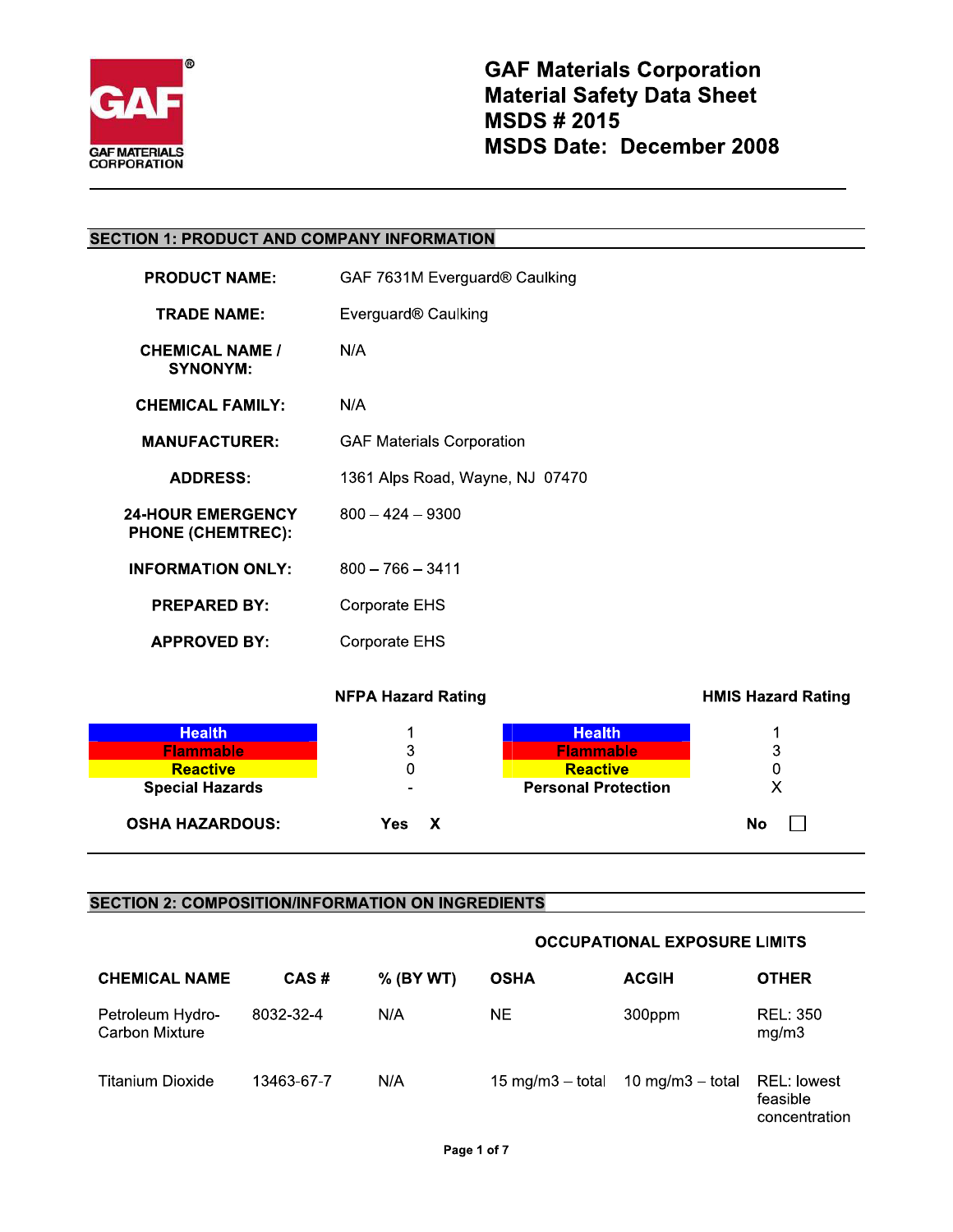**GAF Materials Corporation**
**Material Safety Data Sheet**
**MSDS # 2015**
**MSDS Date: December 2008**

## SECTION 1: PRODUCT AND COMPANY INFORMATION

| | |
|---|---|
| **PRODUCT NAME:** | GAF 7631M Everguard® Caulking |
| **TRADE NAME:** | Everguard® Caulking |
| **CHEMICAL NAME / SYNONYM:** | N/A |
| **CHEMICAL FAMILY:** | N/A |
| **MANUFACTURER:** | GAF Materials Corporation |
| **ADDRESS:** | 1361 Alps Road, Wayne, NJ 07470 |
| **24-HOUR EMERGENCY PHONE (CHEMTREC):** | 800 – 424 – 9300 |
| **INFORMATION ONLY:** | 800 – 766 – 3411 |
| **PREPARED BY:** | Corporate EHS |
| **APPROVED BY:** | Corporate EHS |

| | NFPA Hazard Rating | | HMIS Hazard Rating |
|---|---|---|---|
| **Health** | 1 | **Health** | 1 |
| **Flammable** | 3 | **Flammable** | 3 |
| **Reactive** | 0 | **Reactive** | 0 |
| **Special Hazards** | - | **Personal Protection** | X |

**OSHA HAZARDOUS:** **Yes X** **No ☐**

## SECTION 2: COMPOSITION/INFORMATION ON INGREDIENTS

| CHEMICAL NAME | CAS # | % (BY WT) | OCCUPATIONAL EXPOSURE LIMITS | | |
|---|---|---|---|---|---|
| | | | OSHA | ACGIH | OTHER |
| Petroleum Hydro-Carbon Mixture | 8032-32-4 | N/A | NE | 300ppm | REL: 350 mg/m3 |
| Titanium Dioxide | 13463-67-7 | N/A | 15 mg/m3 – total | 10 mg/m3 – total | REL: lowest feasible concentration |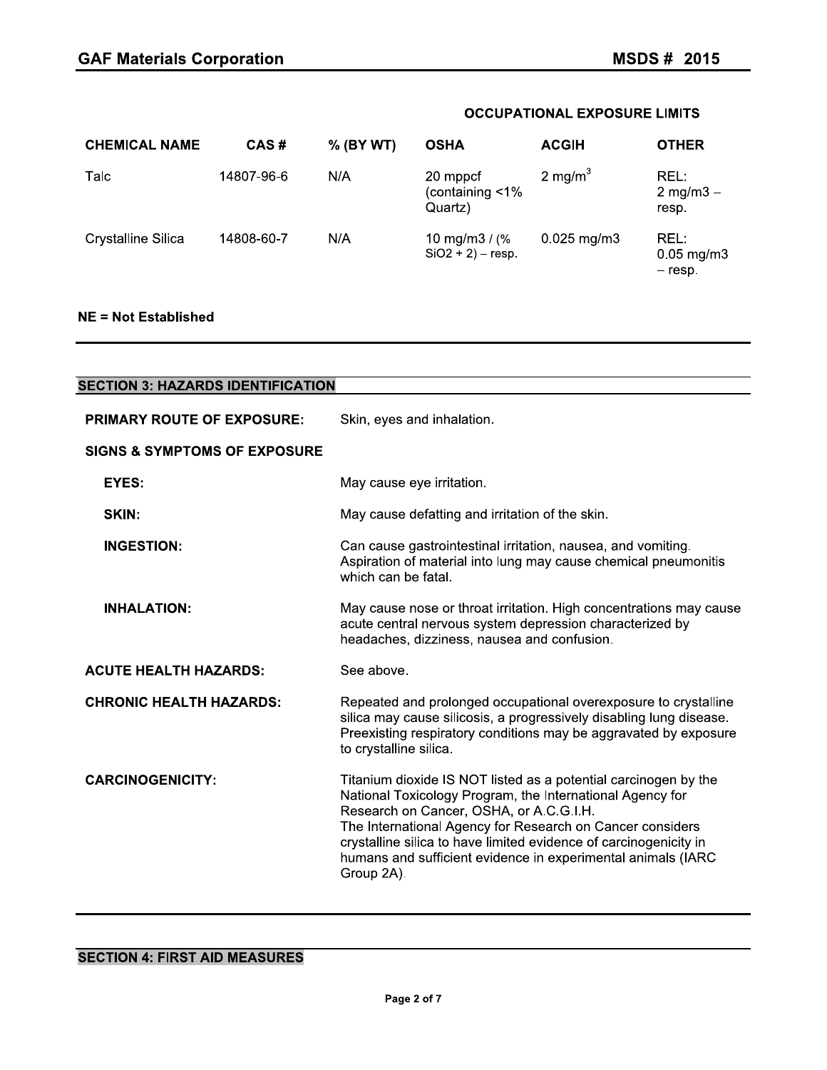| CHEMICAL NAME | CAS # | % (BY WT) | OCCUPATIONAL EXPOSURE LIMITS OSHA | ACGIH | OTHER |
|---|---|---|---|---|---|
| Talc | 14807-96-6 | N/A | 20 mppcf (containing <1% Quartz) | 2 $mg/m^3$ | REL: 2 mg/m3 – resp. |
| Crystalline Silica | 14808-60-7 | N/A | 10 mg/m3 / (% $SiO_2$ + 2) – resp. | 0.025 mg/m3 | REL: 0.05 mg/m3 – resp. |

**NE = Not Established**

## SECTION 3: HAZARDS IDENTIFICATION

**PRIMARY ROUTE OF EXPOSURE:** Skin, eyes and inhalation.

**SIGNS & SYMPTOMS OF EXPOSURE**

**EYES:** May cause eye irritation.

**SKIN:** May cause defatting and irritation of the skin.

**INGESTION:** Can cause gastrointestinal irritation, nausea, and vomiting. Aspiration of material into lung may cause chemical pneumonitis which can be fatal.

**INHALATION:** May cause nose or throat irritation. High concentrations may cause acute central nervous system depression characterized by headaches, dizziness, nausea and confusion.

**ACUTE HEALTH HAZARDS:** See above.

**CHRONIC HEALTH HAZARDS:** Repeated and prolonged occupational overexposure to crystalline silica may cause silicosis, a progressively disabling lung disease. Preexisting respiratory conditions may be aggravated by exposure to crystalline silica.

**CARCINOGENICITY:** Titanium dioxide IS NOT listed as a potential carcinogen by the National Toxicology Program, the International Agency for Research on Cancer, OSHA, or A.C.G.I.H.
The International Agency for Research on Cancer considers crystalline silica to have limited evidence of carcinogenicity in humans and sufficient evidence in experimental animals (IARC Group 2A).

## SECTION 4: FIRST AID MEASURES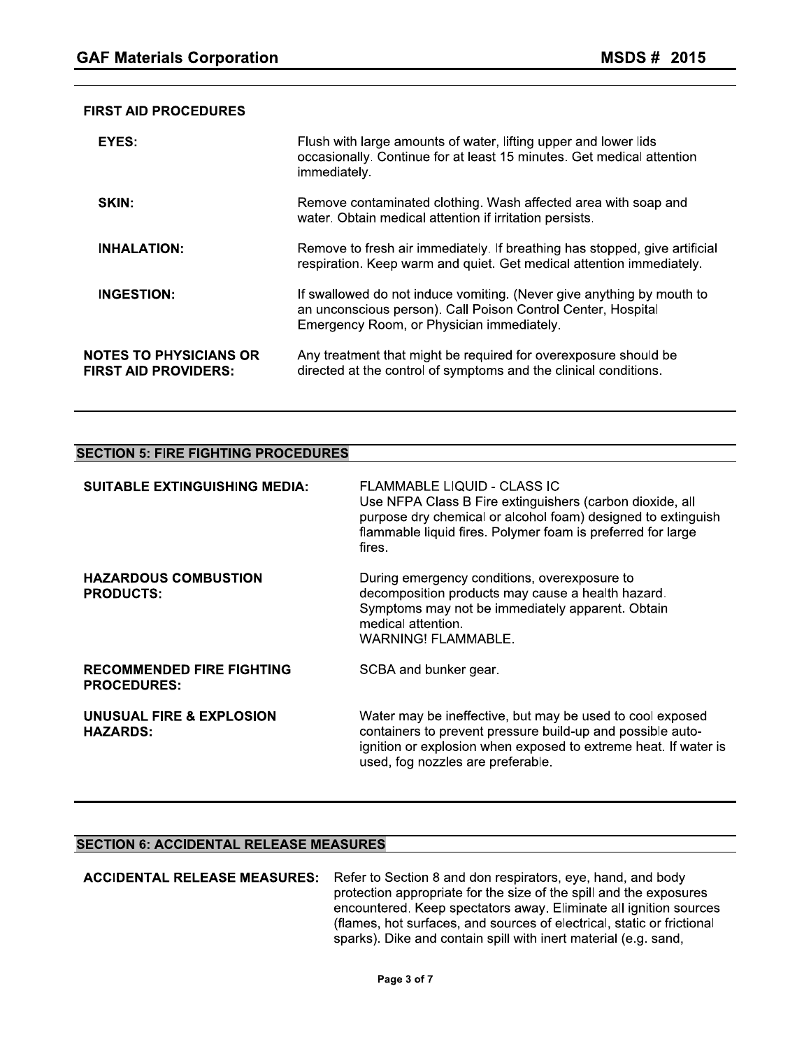## FIRST AID PROCEDURES

| | |
|---|---|
| **EYES:** | Flush with large amounts of water, lifting upper and lower lids occasionally. Continue for at least 15 minutes. Get medical attention immediately. |
| **SKIN:** | Remove contaminated clothing. Wash affected area with soap and water. Obtain medical attention if irritation persists. |
| **INHALATION:** | Remove to fresh air immediately. If breathing has stopped, give artificial respiration. Keep warm and quiet. Get medical attention immediately. |
| **INGESTION:** | If swallowed do not induce vomiting. (Never give anything by mouth to an unconscious person). Call Poison Control Center, Hospital Emergency Room, or Physician immediately. |
| **NOTES TO PHYSICIANS OR FIRST AID PROVIDERS:** | Any treatment that might be required for overexposure should be directed at the control of symptoms and the clinical conditions. |

## SECTION 5: FIRE FIGHTING PROCEDURES

| | |
|---|---|
| **SUITABLE EXTINGUISHING MEDIA:** | FLAMMABLE LIQUID - CLASS IC<br>Use NFPA Class B Fire extinguishers (carbon dioxide, all purpose dry chemical or alcohol foam) designed to extinguish flammable liquid fires. Polymer foam is preferred for large fires. |
| **HAZARDOUS COMBUSTION PRODUCTS:** | During emergency conditions, overexposure to decomposition products may cause a health hazard. Symptoms may not be immediately apparent. Obtain medical attention.<br>WARNING! FLAMMABLE. |
| **RECOMMENDED FIRE FIGHTING PROCEDURES:** | SCBA and bunker gear. |
| **UNUSUAL FIRE & EXPLOSION HAZARDS:** | Water may be ineffective, but may be used to cool exposed containers to prevent pressure build-up and possible auto-ignition or explosion when exposed to extreme heat. If water is used, fog nozzles are preferable. |

## SECTION 6: ACCIDENTAL RELEASE MEASURES

| | |
|---|---|
| **ACCIDENTAL RELEASE MEASURES:** | Refer to Section 8 and don respirators, eye, hand, and body protection appropriate for the size of the spill and the exposures encountered. Keep spectators away. Eliminate all ignition sources (flames, hot surfaces, and sources of electrical, static or frictional sparks). Dike and contain spill with inert material (e.g. sand, |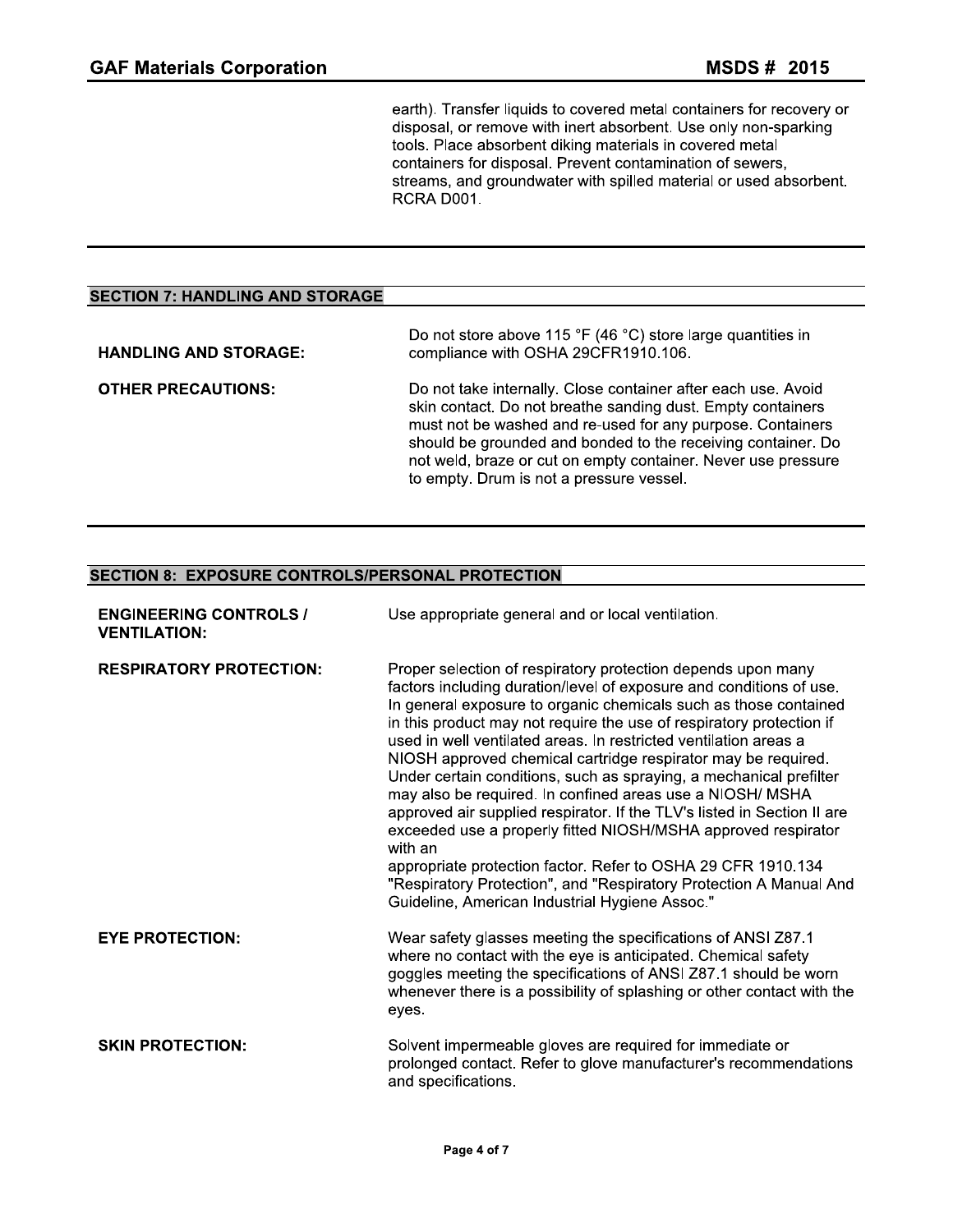earth). Transfer liquids to covered metal containers for recovery or disposal, or remove with inert absorbent. Use only non-sparking tools. Place absorbent diking materials in covered metal containers for disposal. Prevent contamination of sewers, streams, and groundwater with spilled material or used absorbent. RCRA D001.

## SECTION 7: HANDLING AND STORAGE

**HANDLING AND STORAGE:** Do not store above 115 °F (46 °C) store large quantities in compliance with OSHA 29CFR1910.106.

**OTHER PRECAUTIONS:** Do not take internally. Close container after each use. Avoid skin contact. Do not breathe sanding dust. Empty containers must not be washed and re-used for any purpose. Containers should be grounded and bonded to the receiving container. Do not weld, braze or cut on empty container. Never use pressure to empty. Drum is not a pressure vessel.

## SECTION 8: EXPOSURE CONTROLS/PERSONAL PROTECTION

**ENGINEERING CONTROLS / VENTILATION:** Use appropriate general and or local ventilation.

**RESPIRATORY PROTECTION:** Proper selection of respiratory protection depends upon many factors including duration/level of exposure and conditions of use. In general exposure to organic chemicals such as those contained in this product may not require the use of respiratory protection if used in well ventilated areas. In restricted ventilation areas a NIOSH approved chemical cartridge respirator may be required. Under certain conditions, such as spraying, a mechanical prefilter may also be required. In confined areas use a NIOSH/ MSHA approved air supplied respirator. If the TLV's listed in Section II are exceeded use a properly fitted NIOSH/MSHA approved respirator with an
appropriate protection factor. Refer to OSHA 29 CFR 1910.134 "Respiratory Protection", and "Respiratory Protection A Manual And Guideline, American Industrial Hygiene Assoc."

**EYE PROTECTION:** Wear safety glasses meeting the specifications of ANSI Z87.1 where no contact with the eye is anticipated. Chemical safety goggles meeting the specifications of ANSI Z87.1 should be worn whenever there is a possibility of splashing or other contact with the eyes.

**SKIN PROTECTION:** Solvent impermeable gloves are required for immediate or prolonged contact. Refer to glove manufacturer's recommendations and specifications.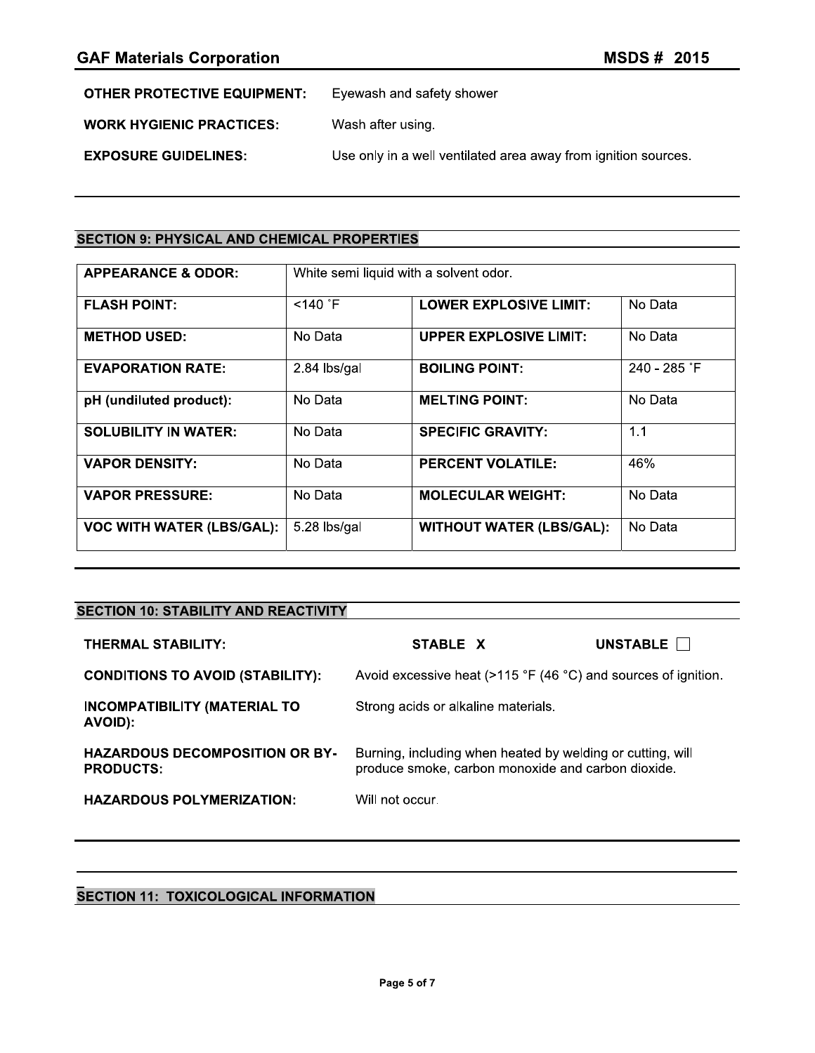**OTHER PROTECTIVE EQUIPMENT:** Eyewash and safety shower

**WORK HYGIENIC PRACTICES:** Wash after using.

**EXPOSURE GUIDELINES:** Use only in a well ventilated area away from ignition sources.

## SECTION 9: PHYSICAL AND CHEMICAL PROPERTIES

| **APPEARANCE & ODOR:** | White semi liquid with a solvent odor. | | |
|---|---|---|---|
| **FLASH POINT:** | <140 ˚F | **LOWER EXPLOSIVE LIMIT:** | No Data |
| **METHOD USED:** | No Data | **UPPER EXPLOSIVE LIMIT:** | No Data |
| **EVAPORATION RATE:** | 2.84 lbs/gal | **BOILING POINT:** | 240 - 285 ˚F |
| **pH (undiluted product):** | No Data | **MELTING POINT:** | No Data |
| **SOLUBILITY IN WATER:** | No Data | **SPECIFIC GRAVITY:** | 1.1 |
| **VAPOR DENSITY:** | No Data | **PERCENT VOLATILE:** | 46% |
| **VAPOR PRESSURE:** | No Data | **MOLECULAR WEIGHT:** | No Data |
| **VOC WITH WATER (LBS/GAL):** | 5.28 lbs/gal | **WITHOUT WATER (LBS/GAL):** | No Data |

## SECTION 10: STABILITY AND REACTIVITY

**THERMAL STABILITY:** **STABLE X** **UNSTABLE ☐**

**CONDITIONS TO AVOID (STABILITY):** Avoid excessive heat (>115 °F (46 °C) and sources of ignition.

**INCOMPATIBILITY (MATERIAL TO AVOID):** Strong acids or alkaline materials.

**HAZARDOUS DECOMPOSITION OR BY-PRODUCTS:** Burning, including when heated by welding or cutting, will produce smoke, carbon monoxide and carbon dioxide.

**HAZARDOUS POLYMERIZATION:** Will not occur.

## SECTION 11: TOXICOLOGICAL INFORMATION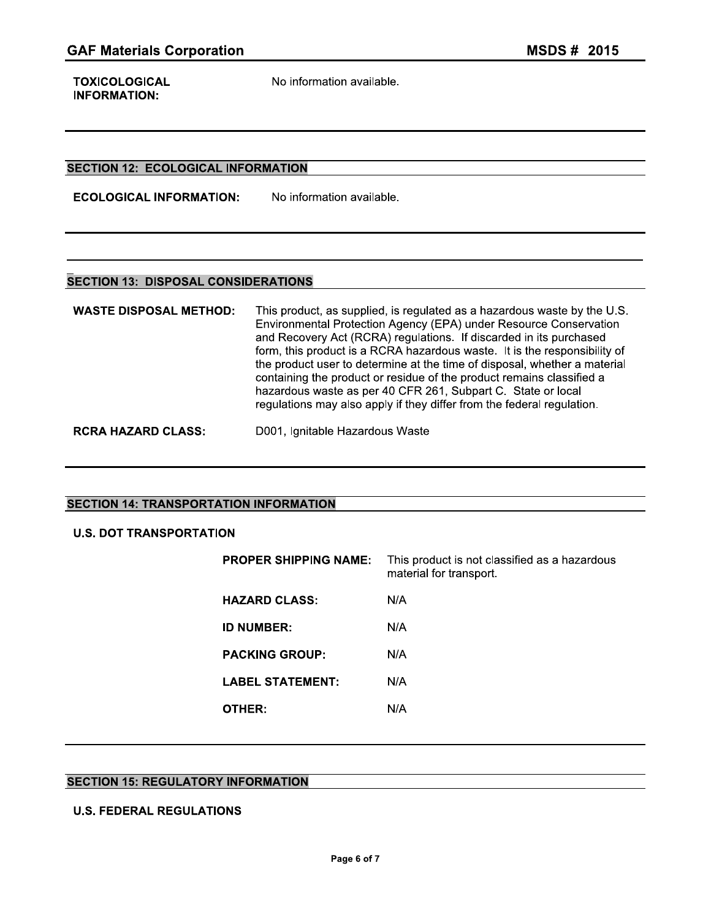**TOXICOLOGICAL INFORMATION:** No information available.

## SECTION 12: ECOLOGICAL INFORMATION

**ECOLOGICAL INFORMATION:** No information available.

## SECTION 13: DISPOSAL CONSIDERATIONS

**WASTE DISPOSAL METHOD:** This product, as supplied, is regulated as a hazardous waste by the U.S. Environmental Protection Agency (EPA) under Resource Conservation and Recovery Act (RCRA) regulations. If discarded in its purchased form, this product is a RCRA hazardous waste. It is the responsibility of the product user to determine at the time of disposal, whether a material containing the product or residue of the product remains classified a hazardous waste as per 40 CFR 261, Subpart C. State or local regulations may also apply if they differ from the federal regulation.

**RCRA HAZARD CLASS:** D001, Ignitable Hazardous Waste

## SECTION 14: TRANSPORTATION INFORMATION

### U.S. DOT TRANSPORTATION

**PROPER SHIPPING NAME:** This product is not classified as a hazardous material for transport.

**HAZARD CLASS:** N/A

**ID NUMBER:** N/A

**PACKING GROUP:** N/A

**LABEL STATEMENT:** N/A

**OTHER:** N/A

## SECTION 15: REGULATORY INFORMATION

### U.S. FEDERAL REGULATIONS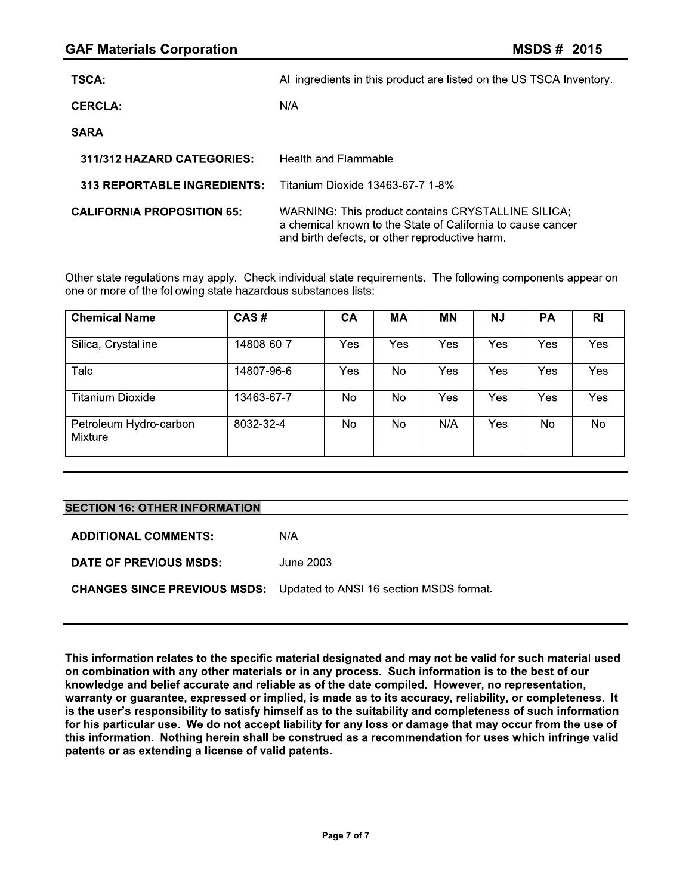| | |
|---|---|
| **TSCA:** | All ingredients in this product are listed on the US TSCA Inventory. |
| **CERCLA:** | N/A |
| **SARA** | |
| **311/312 HAZARD CATEGORIES:** | Health and Flammable |
| **313 REPORTABLE INGREDIENTS:** | Titanium Dioxide 13463-67-7 1-8% |
| **CALIFORNIA PROPOSITION 65:** | WARNING: This product contains CRYSTALLINE SILICA; a chemical known to the State of California to cause cancer and birth defects, or other reproductive harm. |

Other state regulations may apply. Check individual state requirements. The following components appear on one or more of the following state hazardous substances lists:

| Chemical Name | CAS # | CA | MA | MN | NJ | PA | RI |
|---|---|---|---|---|---|---|---|
| Silica, Crystalline | 14808-60-7 | Yes | Yes | Yes | Yes | Yes | Yes |
| Talc | 14807-96-6 | Yes | No | Yes | Yes | Yes | Yes |
| Titanium Dioxide | 13463-67-7 | No | No | Yes | Yes | Yes | Yes |
| Petroleum Hydro-carbon Mixture | 8032-32-4 | No | No | N/A | Yes | No | No |

## SECTION 16: OTHER INFORMATION

| | |
|---|---|
| **ADDITIONAL COMMENTS:** | N/A |
| **DATE OF PREVIOUS MSDS:** | June 2003 |
| **CHANGES SINCE PREVIOUS MSDS:** | Updated to ANSI 16 section MSDS format. |

**This information relates to the specific material designated and may not be valid for such material used on combination with any other materials or in any process. Such information is to the best of our knowledge and belief accurate and reliable as of the date compiled. However, no representation, warranty or guarantee, expressed or implied, is made as to its accuracy, reliability, or completeness. It is the user's responsibility to satisfy himself as to the suitability and completeness of such information for his particular use. We do not accept liability for any loss or damage that may occur from the use of this information. Nothing herein shall be construed as a recommendation for uses which infringe valid patents or as extending a license of valid patents.**